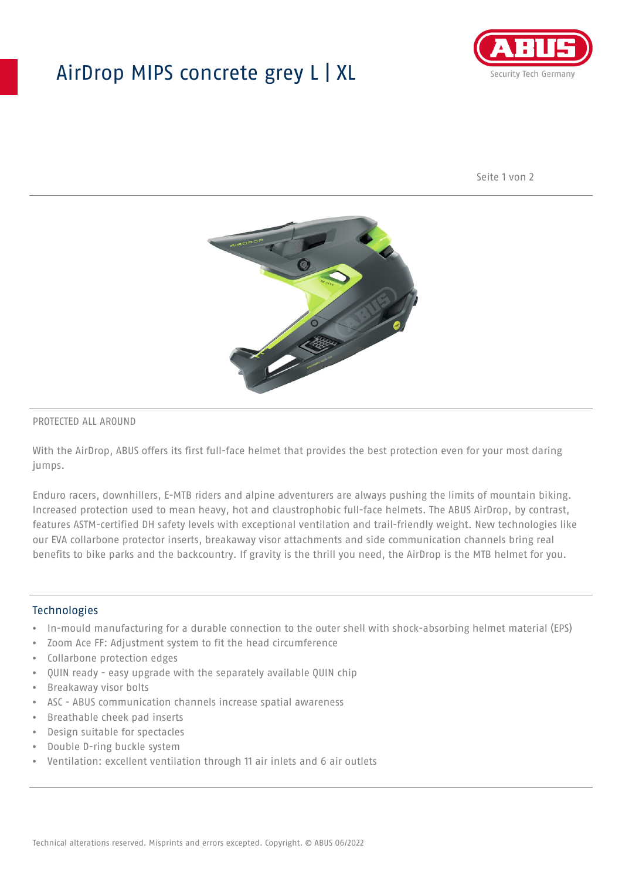# AirDrop MIPS concrete grey L | XL

PROTECTED ALL AROUND

With the AirDrop, ABUS offers its first full-face helmet that provides the best protection even for your most daring jumps.

Enduro racers, downhillers, E-MTB riders and alpine adventurers are always pushing the limits of mountain biking. Increased protection used to mean heavy, hot and claustrophobic full-face helmets. The ABUS AirDrop, by contrast, features ASTM-certified DH safety levels with exceptional ventilation and trail-friendly weight. New technologies like our EVA collarbone protector inserts, breakaway visor attachments and side communication channels bring real benefits to bike parks and the backcountry. If gravity is the thrill you need, the AirDrop is the MTB helmet for you.

## Technologies

- In-mould manufacturing for a durable connection to the outer shell with shock-absorbing helmet material (EPS)
- Zoom Ace FF: Adjustment system to fit the head circumference
- Collarbone protection edges
- QUIN ready - easy upgrade with the separately available QUIN chip
- Breakaway visor bolts
- ASC - ABUS communication channels increase spatial awareness
- Breathable cheek pad inserts
- Design suitable for spectacles
- Double D-ring buckle system
- Ventilation: excellent ventilation through 11 air inlets and 6 air outlets

Technical alterations reserved. Misprints and errors excepted. Copyright. © ABUS 06/2022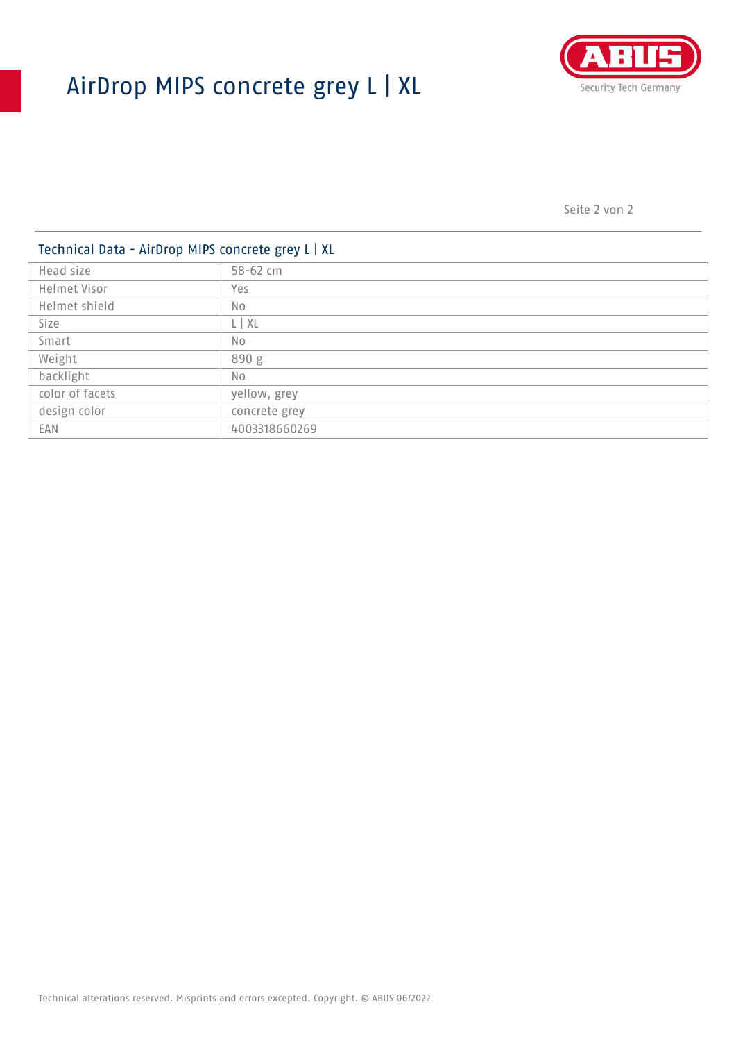# AirDrop MIPS concrete grey L | XL

## Technical Data - AirDrop MIPS concrete grey L | XL

| | |
|---|---|
| Head size | 58-62 cm |
| Helmet Visor | Yes |
| Helmet shield | No |
| Size | L \| XL |
| Smart | No |
| Weight | 890 g |
| backlight | No |
| color of facets | yellow, grey |
| design color | concrete grey |
| EAN | 4003318660269 |

Technical alterations reserved. Misprints and errors excepted. Copyright. © ABUS 06/2022